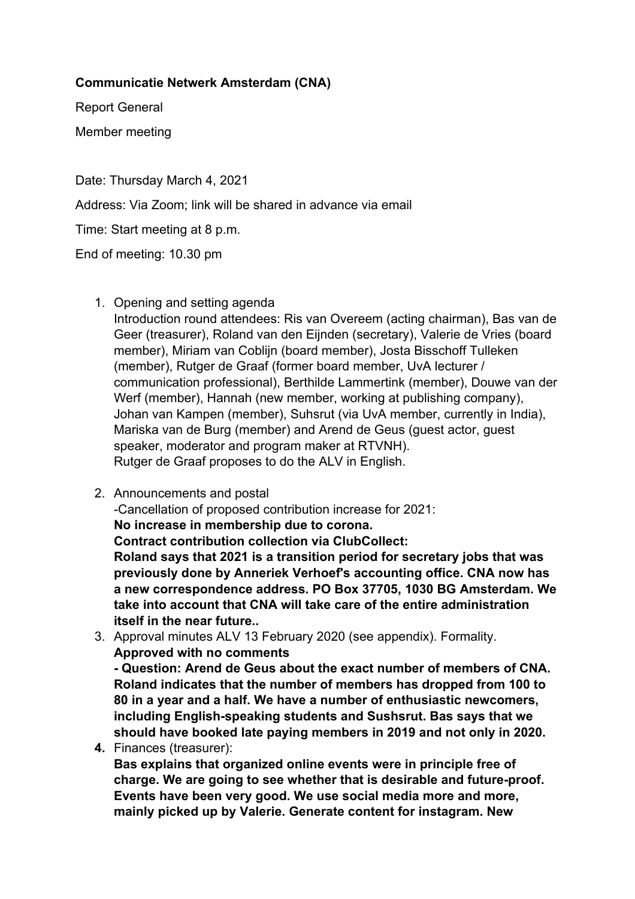**Communicatie Netwerk Amsterdam (CNA)**

Report General

Member meeting

Date: Thursday March 4, 2021

Address: Via Zoom; link will be shared in advance via email

Time: Start meeting at 8 p.m.

End of meeting: 10.30 pm

1. Opening and setting agenda
   Introduction round attendees: Ris van Overeem (acting chairman), Bas van de Geer (treasurer), Roland van den Eijnden (secretary), Valerie de Vries (board member), Miriam van Coblijn (board member), Josta Bisschoff Tulleken (member), Rutger de Graaf (former board member, UvA lecturer / communication professional), Berthilde Lammertink (member), Douwe van der Werf (member), Hannah (new member, working at publishing company), Johan van Kampen (member), Suhsrut (via UvA member, currently in India), Mariska van de Burg (member) and Arend de Geus (guest actor, guest speaker, moderator and program maker at RTVNH).
   Rutger de Graaf proposes to do the ALV in English.

2. Announcements and postal
   -Cancellation of proposed contribution increase for 2021:
   **No increase in membership due to corona.**
   **Contract contribution collection via ClubCollect:**
   **Roland says that 2021 is a transition period for secretary jobs that was previously done by Anneriek Verhoef's accounting office. CNA now has a new correspondence address. PO Box 37705, 1030 BG Amsterdam. We take into account that CNA will take care of the entire administration itself in the near future..**

3. Approval minutes ALV 13 February 2020 (see appendix). Formality.
   **Approved with no comments**
   **- Question: Arend de Geus about the exact number of members of CNA. Roland indicates that the number of members has dropped from 100 to 80 in a year and a half. We have a number of enthusiastic newcomers, including English-speaking students and Sushsrut. Bas says that we should have booked late paying members in 2019 and not only in 2020.**

4. Finances (treasurer):
   **Bas explains that organized online events were in principle free of charge. We are going to see whether that is desirable and future-proof. Events have been very good. We use social media more and more, mainly picked up by Valerie. Generate content for instagram. New**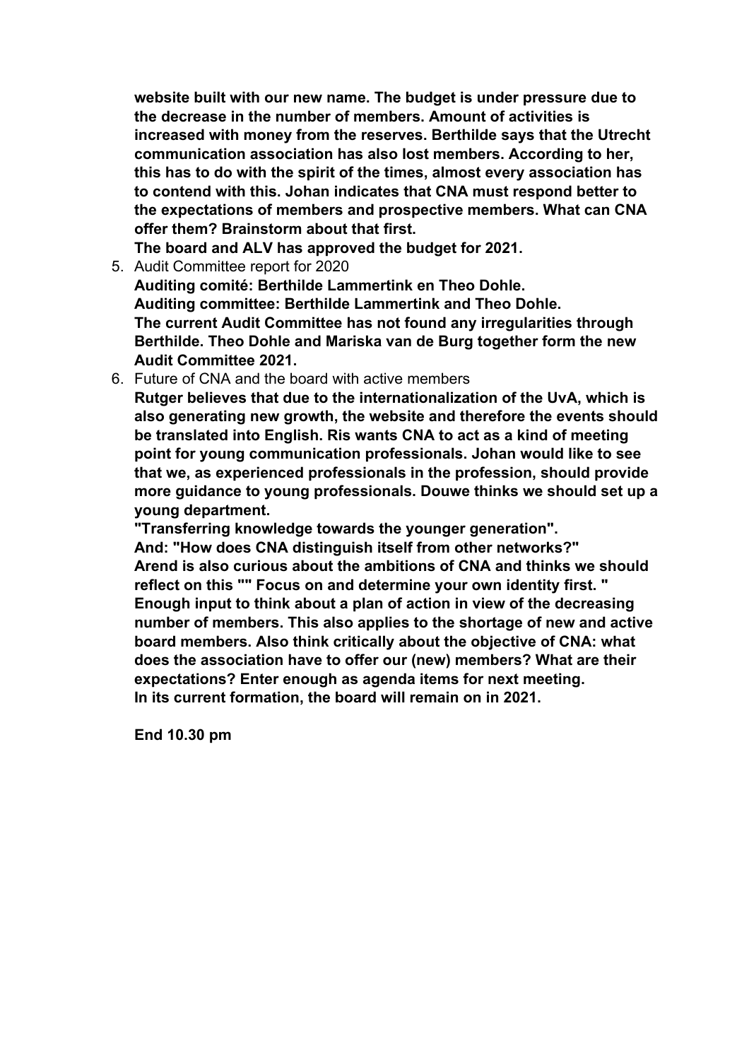**website built with our new name. The budget is under pressure due to the decrease in the number of members. Amount of activities is increased with money from the reserves. Berthilde says that the Utrecht communication association has also lost members. According to her, this has to do with the spirit of the times, almost every association has to contend with this. Johan indicates that CNA must respond better to the expectations of members and prospective members. What can CNA offer them? Brainstorm about that first.**
**The board and ALV has approved the budget for 2021.**

5. Audit Committee report for 2020
   **Auditing comité: Berthilde Lammertink en Theo Dohle.**
   **Auditing committee: Berthilde Lammertink and Theo Dohle.**
   **The current Audit Committee has not found any irregularities through Berthilde. Theo Dohle and Mariska van de Burg together form the new Audit Committee 2021.**
6. Future of CNA and the board with active members
   **Rutger believes that due to the internationalization of the UvA, which is also generating new growth, the website and therefore the events should be translated into English. Ris wants CNA to act as a kind of meeting point for young communication professionals. Johan would like to see that we, as experienced professionals in the profession, should provide more guidance to young professionals. Douwe thinks we should set up a young department.**
   **"Transferring knowledge towards the younger generation".**
   **And: "How does CNA distinguish itself from other networks?"**
   **Arend is also curious about the ambitions of CNA and thinks we should reflect on this "" Focus on and determine your own identity first. "**
   **Enough input to think about a plan of action in view of the decreasing number of members. This also applies to the shortage of new and active board members. Also think critically about the objective of CNA: what does the association have to offer our (new) members? What are their expectations? Enter enough as agenda items for next meeting.**
   **In its current formation, the board will remain on in 2021.**

   **End 10.30 pm**